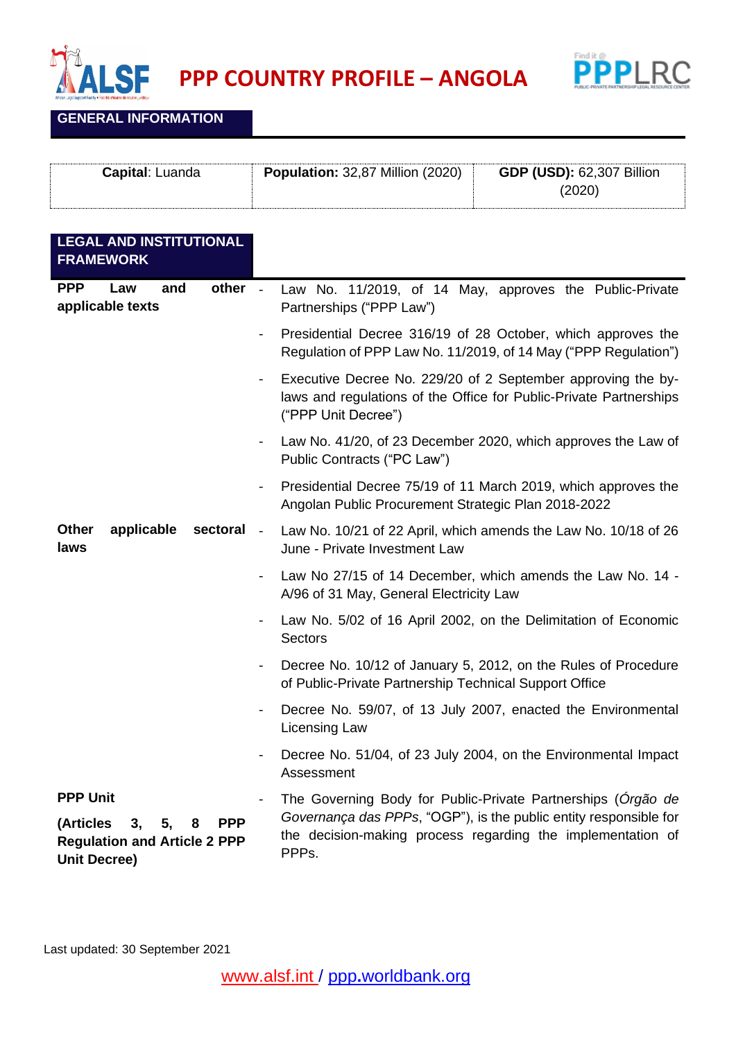# PPP COUNTRY PROFILE – ANGOLA

## GENERAL INFORMATION

| **Capital**: Luanda | **Population:** 32,87 Million (2020) | **GDP (USD):** 62,307 Billion (2020) |
|---|---|---|

## LEGAL AND INSTITUTIONAL FRAMEWORK

| | |
|---|---|
| **PPP Law and other applicable texts** | - Law No. 11/2019, of 14 May, approves the Public-Private Partnerships ("PPP Law")<br>- Presidential Decree 316/19 of 28 October, which approves the Regulation of PPP Law No. 11/2019, of 14 May ("PPP Regulation")<br>- Executive Decree No. 229/20 of 2 September approving the by-laws and regulations of the Office for Public-Private Partnerships ("PPP Unit Decree")<br>- Law No. 41/20, of 23 December 2020, which approves the Law of Public Contracts ("PC Law")<br>- Presidential Decree 75/19 of 11 March 2019, which approves the Angolan Public Procurement Strategic Plan 2018-2022 |
| **Other applicable sectoral laws** | - Law No. 10/21 of 22 April, which amends the Law No. 10/18 of 26 June - Private Investment Law<br>- Law No 27/15 of 14 December, which amends the Law No. 14 - A/96 of 31 May, General Electricity Law<br>- Law No. 5/02 of 16 April 2002, on the Delimitation of Economic Sectors<br>- Decree No. 10/12 of January 5, 2012, on the Rules of Procedure of Public-Private Partnership Technical Support Office<br>- Decree No. 59/07, of 13 July 2007, enacted the Environmental Licensing Law<br>- Decree No. 51/04, of 23 July 2004, on the Environmental Impact Assessment |
| **PPP Unit**<br><br>**(Articles 3, 5, 8 PPP Regulation and Article 2 PPP Unit Decree)** | - The Governing Body for Public-Private Partnerships (*Órgão de Governança das PPPs*, "OGP"), is the public entity responsible for the decision-making process regarding the implementation of PPPs. |

Last updated: 30 September 2021

www.alsf.int / ppp.worldbank.org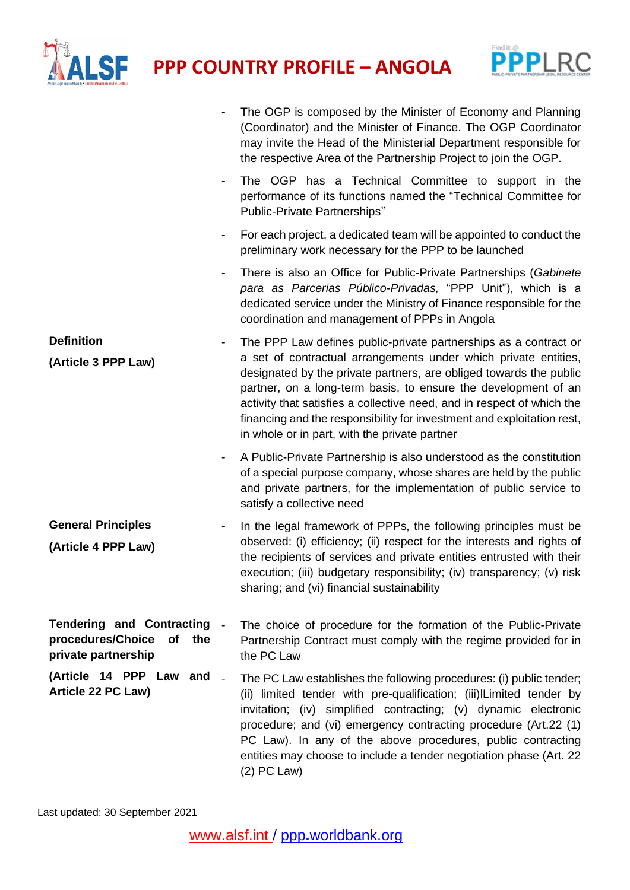| | |
|---|---|
| | - The OGP is composed by the Minister of Economy and Planning (Coordinator) and the Minister of Finance. The OGP Coordinator may invite the Head of the Ministerial Department responsible for the respective Area of the Partnership Project to join the OGP.<br>- The OGP has a Technical Committee to support in the performance of its functions named the "Technical Committee for Public-Private Partnerships"<br>- For each project, a dedicated team will be appointed to conduct the preliminary work necessary for the PPP to be launched<br>- There is also an Office for Public-Private Partnerships (*Gabinete para as Parcerias Público-Privadas,* "PPP Unit"), which is a dedicated service under the Ministry of Finance responsible for the coordination and management of PPPs in Angola |
| **Definition**<br>**(Article 3 PPP Law)** | - The PPP Law defines public-private partnerships as a contract or a set of contractual arrangements under which private entities, designated by the private partners, are obliged towards the public partner, on a long-term basis, to ensure the development of an activity that satisfies a collective need, and in respect of which the financing and the responsibility for investment and exploitation rest, in whole or in part, with the private partner<br>- A Public-Private Partnership is also understood as the constitution of a special purpose company, whose shares are held by the public and private partners, for the implementation of public service to satisfy a collective need |
| **General Principles**<br>**(Article 4 PPP Law)** | - In the legal framework of PPPs, the following principles must be observed: (i) efficiency; (ii) respect for the interests and rights of the recipients of services and private entities entrusted with their execution; (iii) budgetary responsibility; (iv) transparency; (v) risk sharing; and (vi) financial sustainability |
| **Tendering and Contracting procedures/Choice of the private partnership**<br>**(Article 14 PPP Law and Article 22 PC Law)** | - The choice of procedure for the formation of the Public-Private Partnership Contract must comply with the regime provided for in the PC Law<br>- The PC Law establishes the following procedures: (i) public tender; (ii) limited tender with pre-qualification; (iii)lLimited tender by invitation; (iv) simplified contracting; (v) dynamic electronic procedure; and (vi) emergency contracting procedure (Art.22 (1) PC Law). In any of the above procedures, public contracting entities may choose to include a tender negotiation phase (Art. 22 (2) PC Law) |

Last updated: 30 September 2021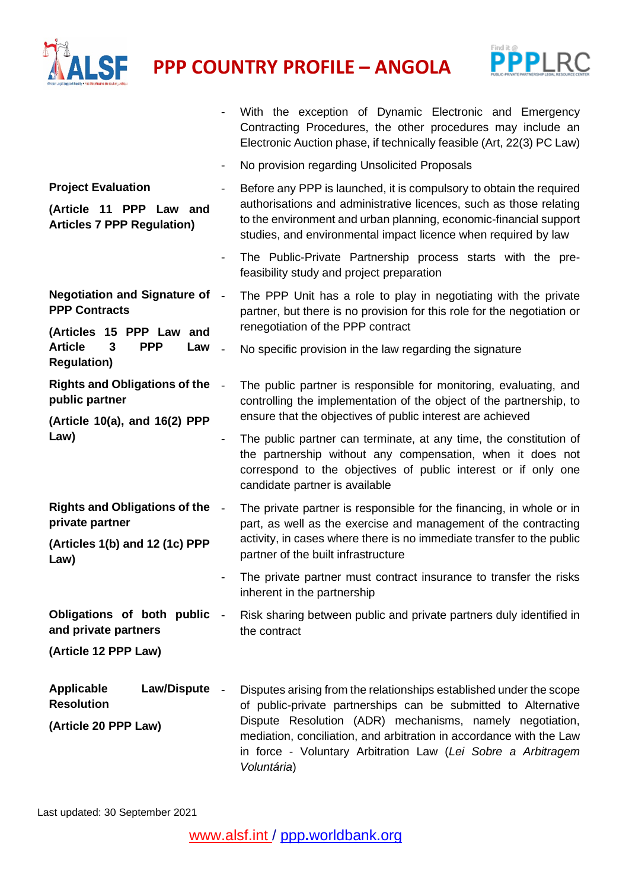| | |
|---|---|
| | - With the exception of Dynamic Electronic and Emergency Contracting Procedures, the other procedures may include an Electronic Auction phase, if technically feasible (Art, 22(3) PC Law)<br>- No provision regarding Unsolicited Proposals |
| **Project Evaluation**<br><br>**(Article 11 PPP Law and Articles 7 PPP Regulation)** | - Before any PPP is launched, it is compulsory to obtain the required authorisations and administrative licences, such as those relating to the environment and urban planning, economic-financial support studies, and environmental impact licence when required by law<br>- The Public-Private Partnership process starts with the pre-feasibility study and project preparation |
| **Negotiation and Signature of PPP Contracts**<br><br>**(Articles 15 PPP Law and Article 3 PPP Law Regulation)** | - The PPP Unit has a role to play in negotiating with the private partner, but there is no provision for this role for the negotiation or renegotiation of the PPP contract<br>- No specific provision in the law regarding the signature |
| **Rights and Obligations of the public partner**<br><br>**(Article 10(a), and 16(2) PPP Law)** | - The public partner is responsible for monitoring, evaluating, and controlling the implementation of the object of the partnership, to ensure that the objectives of public interest are achieved<br>- The public partner can terminate, at any time, the constitution of the partnership without any compensation, when it does not correspond to the objectives of public interest or if only one candidate partner is available |
| **Rights and Obligations of the private partner**<br><br>**(Articles 1(b) and 12 (1c) PPP Law)** | - The private partner is responsible for the financing, in whole or in part, as well as the exercise and management of the contracting activity, in cases where there is no immediate transfer to the public partner of the built infrastructure<br>- The private partner must contract insurance to transfer the risks inherent in the partnership |
| **Obligations of both public and private partners**<br><br>**(Article 12 PPP Law)** | - Risk sharing between public and private partners duly identified in the contract |
| **Applicable Law/Dispute Resolution**<br><br>**(Article 20 PPP Law)** | - Disputes arising from the relationships established under the scope of public-private partnerships can be submitted to Alternative Dispute Resolution (ADR) mechanisms, namely negotiation, mediation, conciliation, and arbitration in accordance with the Law in force - Voluntary Arbitration Law (*Lei Sobre a Arbitragem Voluntária*) |

Last updated: 30 September 2021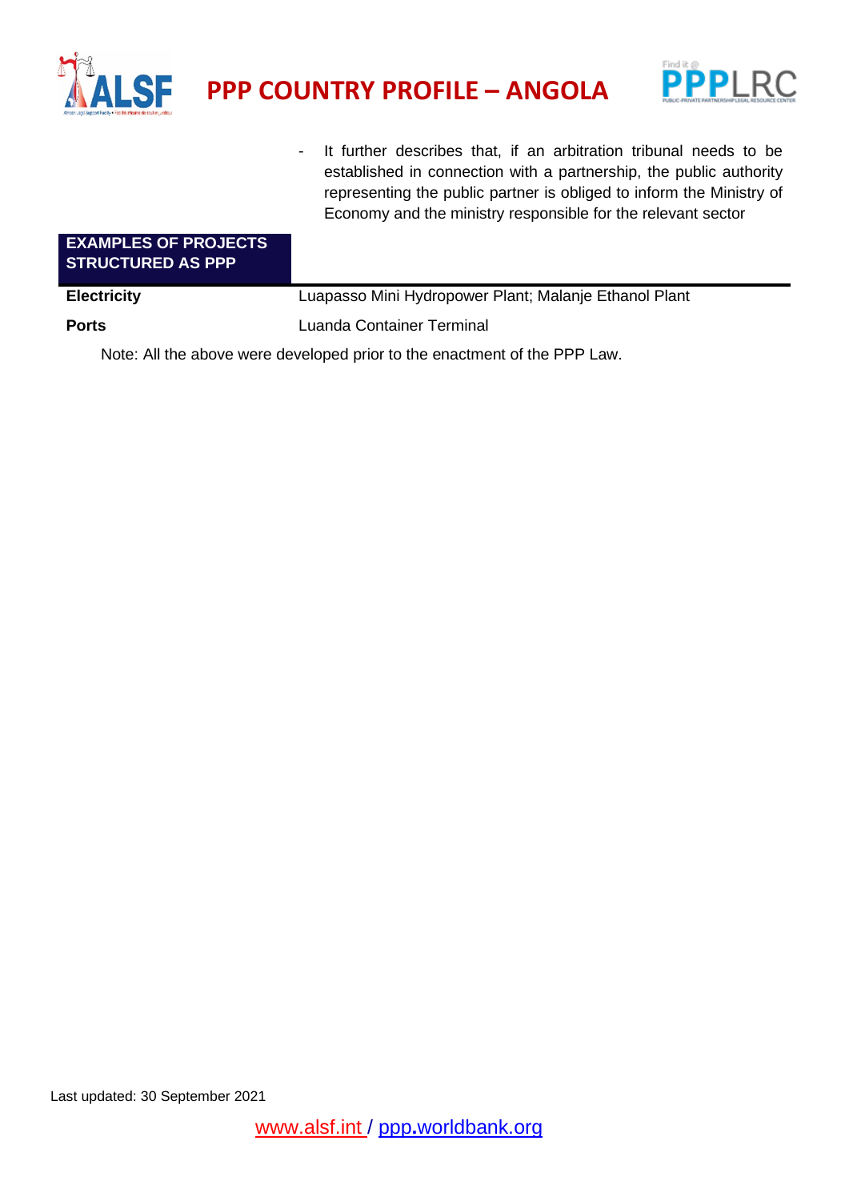- It further describes that, if an arbitration tribunal needs to be established in connection with a partnership, the public authority representing the public partner is obliged to inform the Ministry of Economy and the ministry responsible for the relevant sector

| EXAMPLES OF PROJECTS STRUCTURED AS PPP | |
|---|---|
| **Electricity** | Luapasso Mini Hydropower Plant; Malanje Ethanol Plant |
| **Ports** | Luanda Container Terminal |

Note: All the above were developed prior to the enactment of the PPP Law.

Last updated: 30 September 2021